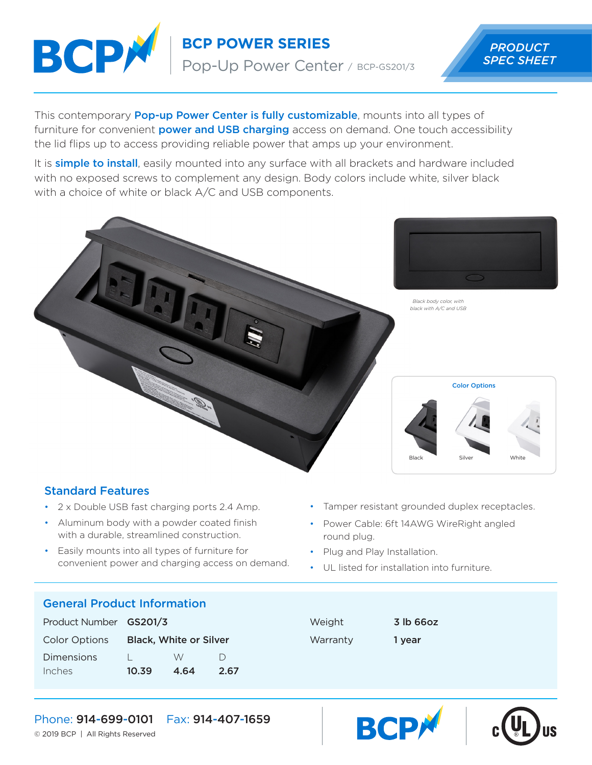# BCP POWER SERIES

## Pop-Up Power Center / BCP-GS201/3

**PRODUCT SPEC SHEET**

This contemporary **Pop-up Power Center is fully customizable**, mounts into all types of furniture for convenient **power and USB charging** access on demand. One touch accessibility the lid flips up to access providing reliable power that amps up your environment.

It is **simple to install**, easily mounted into any surface with all brackets and hardware included with no exposed screws to complement any design. Body colors include white, silver black with a choice of white or black A/C and USB components.

*Black body color, with black with A/C and USB*

**Color Options**

Black | Silver | White

## Standard Features

- 2 x Double USB fast charging ports 2.4 Amp.
- Aluminum body with a powder coated finish with a durable, streamlined construction.
- Easily mounts into all types of furniture for convenient power and charging access on demand.
- Tamper resistant grounded duplex receptacles.
- Power Cable: 6ft 14AWG WireRight angled round plug.
- Plug and Play Installation.
- UL listed for installation into furniture.

## General Product Information

| | | | |
|---|---|---|---|
| Product Number | **GS201/3** | | |
| Color Options | **Black, White or Silver** | | |
| Dimensions | L | W | D |
| Inches | **10.39** | **4.64** | **2.67** |

| | |
|---|---|
| Weight | **3 lb 66oz** |
| Warranty | **1 year** |

Phone: **914-699-0101** Fax: **914-407-1659**

© 2019 BCP | All Rights Reserved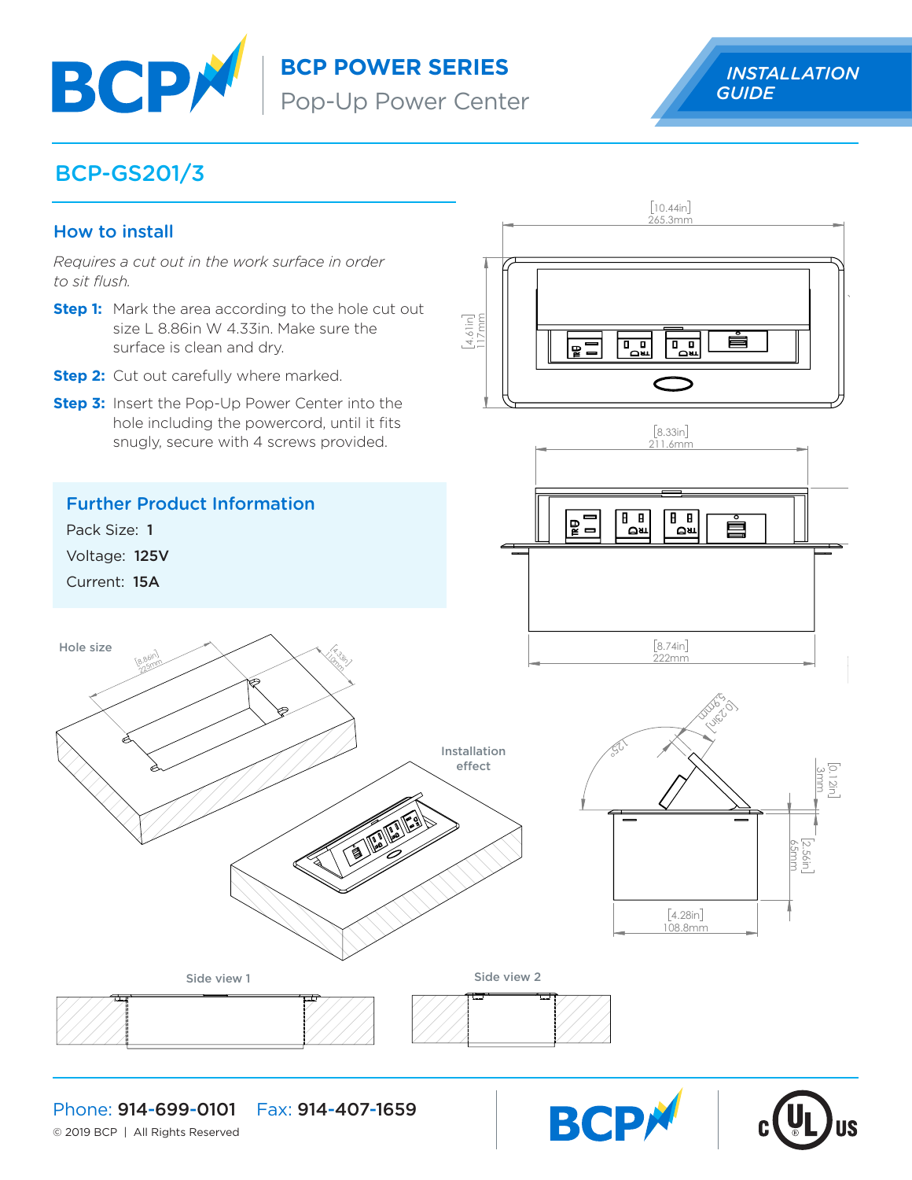# BCP POWER SERIES

Pop-Up Power Center

INSTALLATION GUIDE

## BCP-GS201/3

### How to install

*Requires a cut out in the work surface in order to sit flush.*

**Step 1:** Mark the area according to the hole cut out size L 8.86in W 4.33in. Make sure the surface is clean and dry.

**Step 2:** Cut out carefully where marked.

**Step 3:** Insert the Pop-Up Power Center into the hole including the powercord, until it fits snugly, secure with 4 screws provided.

### Further Product Information

Pack Size: **1**

Voltage: **125V**

Current: **15A**

[10.44in] 265.3mm

[4.61in] 117mm

[8.33in] 211.6mm

[8.74in] 222mm

Hole size

[8.86in] 225mm

[4.33in] 110mm

Installation effect

125°

5.9mm [0.23in]

[0.12in] 3mm

[2.56in] 65mm

[4.28in] 108.8mm

Side view 1

Side view 2

Phone: **914-699-0101** Fax: **914-407-1659**

© 2019 BCP | All Rights Reserved